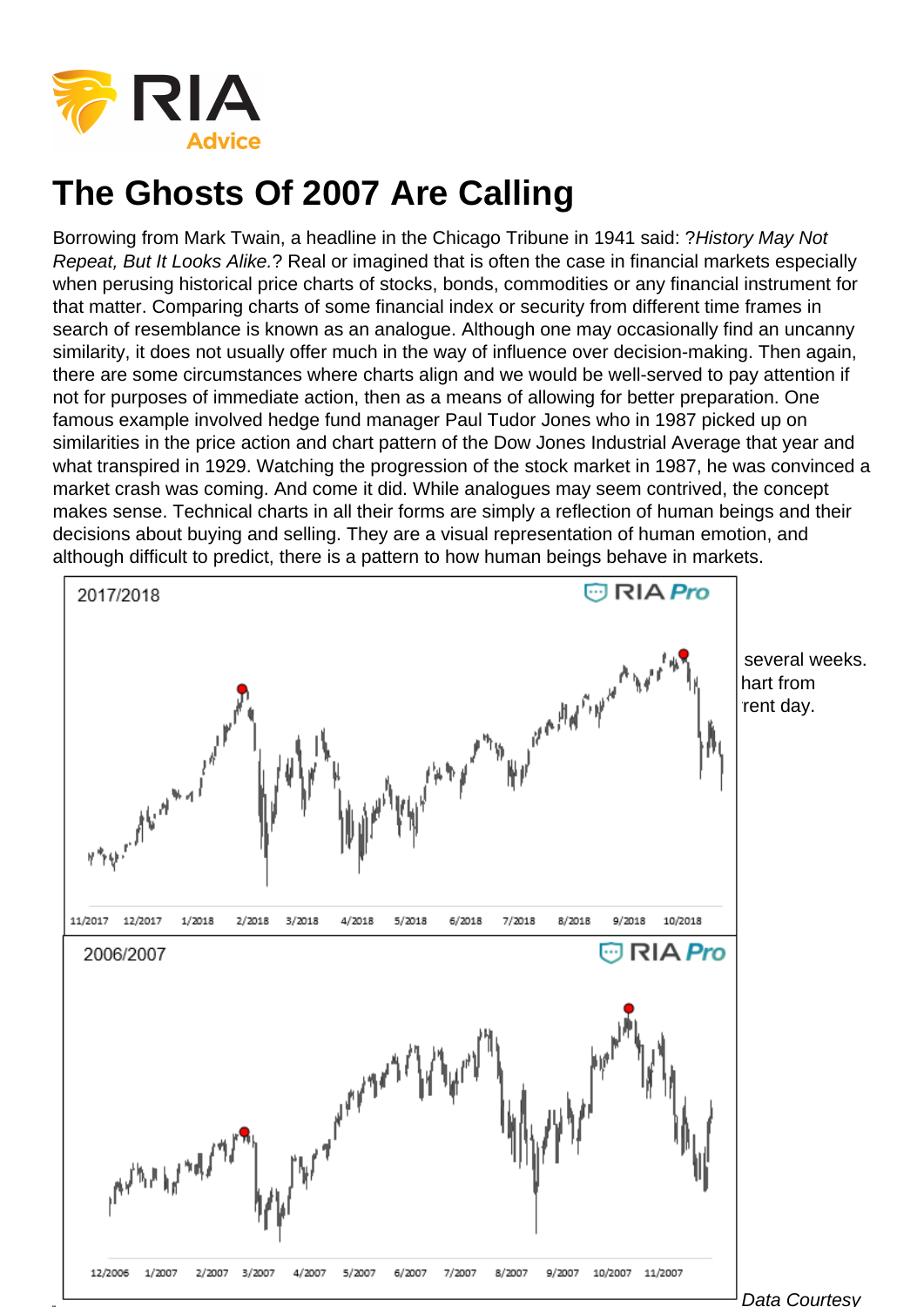# The Ghosts Of 2007 Are Calling

Borrowing from Mark Twain, a headline in the Chicago Tribune in 1941 said: ?*History May Not Repeat, But It Looks Alike.*? Real or imagined that is often the case in financial markets especially when perusing historical price charts of stocks, bonds, commodities or any financial instrument for that matter. Comparing charts of some financial index or security from different time frames in search of resemblance is known as an analogue. Although one may occasionally find an uncanny similarity, it does not usually offer much in the way of influence over decision-making. Then again, there are some circumstances where charts align and we would be well-served to pay attention if not for purposes of immediate action, then as a means of allowing for better preparation. One famous example involved hedge fund manager Paul Tudor Jones who in 1987 picked up on similarities in the price action and chart pattern of the Dow Jones Industrial Average that year and what transpired in 1929. Watching the progression of the stock market in 1987, he was convinced a market crash was coming. And come it did. While analogues may seem contrived, the concept makes sense. Technical charts in all their forms are simply a reflection of human beings and their decisions about buying and selling. They are a visual representation of human emotion, and although difficult to predict, there is a pattern to how human beings behave in markets.

several weeks. hart from rent day.

Data Courtesy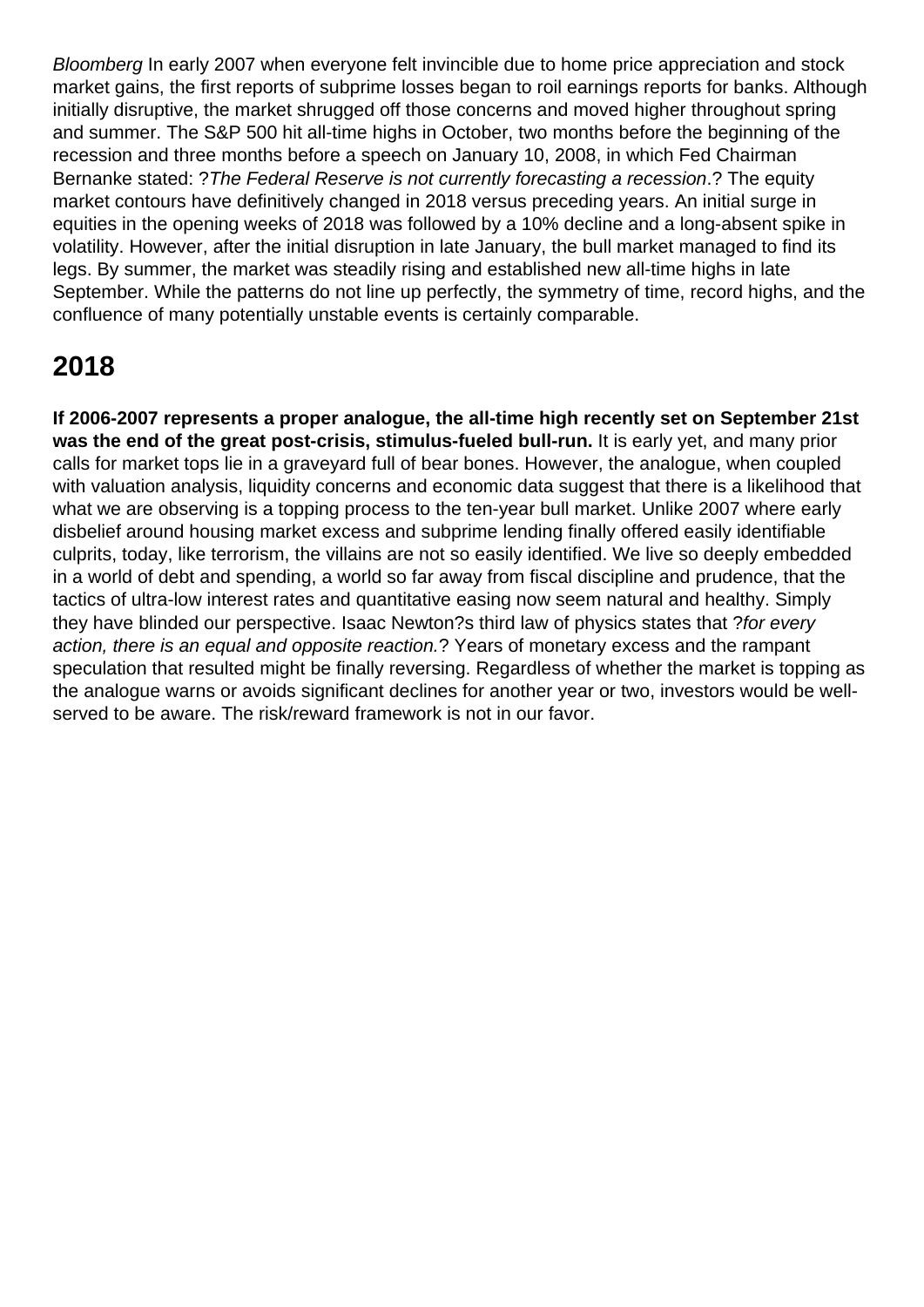*Bloomberg* In early 2007 when everyone felt invincible due to home price appreciation and stock market gains, the first reports of subprime losses began to roil earnings reports for banks. Although initially disruptive, the market shrugged off those concerns and moved higher throughout spring and summer. The S&P 500 hit all-time highs in October, two months before the beginning of the recession and three months before a speech on January 10, 2008, in which Fed Chairman Bernanke stated: ?*The Federal Reserve is not currently forecasting a recession*.? The equity market contours have definitively changed in 2018 versus preceding years. An initial surge in equities in the opening weeks of 2018 was followed by a 10% decline and a long-absent spike in volatility. However, after the initial disruption in late January, the bull market managed to find its legs. By summer, the market was steadily rising and established new all-time highs in late September. While the patterns do not line up perfectly, the symmetry of time, record highs, and the confluence of many potentially unstable events is certainly comparable.

## 2018

**If 2006-2007 represents a proper analogue, the all-time high recently set on September 21st was the end of the great post-crisis, stimulus-fueled bull-run.** It is early yet, and many prior calls for market tops lie in a graveyard full of bear bones. However, the analogue, when coupled with valuation analysis, liquidity concerns and economic data suggest that there is a likelihood that what we are observing is a topping process to the ten-year bull market. Unlike 2007 where early disbelief around housing market excess and subprime lending finally offered easily identifiable culprits, today, like terrorism, the villains are not so easily identified. We live so deeply embedded in a world of debt and spending, a world so far away from fiscal discipline and prudence, that the tactics of ultra-low interest rates and quantitative easing now seem natural and healthy. Simply they have blinded our perspective. Isaac Newton?s third law of physics states that ?*for every action, there is an equal and opposite reaction.*? Years of monetary excess and the rampant speculation that resulted might be finally reversing. Regardless of whether the market is topping as the analogue warns or avoids significant declines for another year or two, investors would be well-served to be aware. The risk/reward framework is not in our favor.